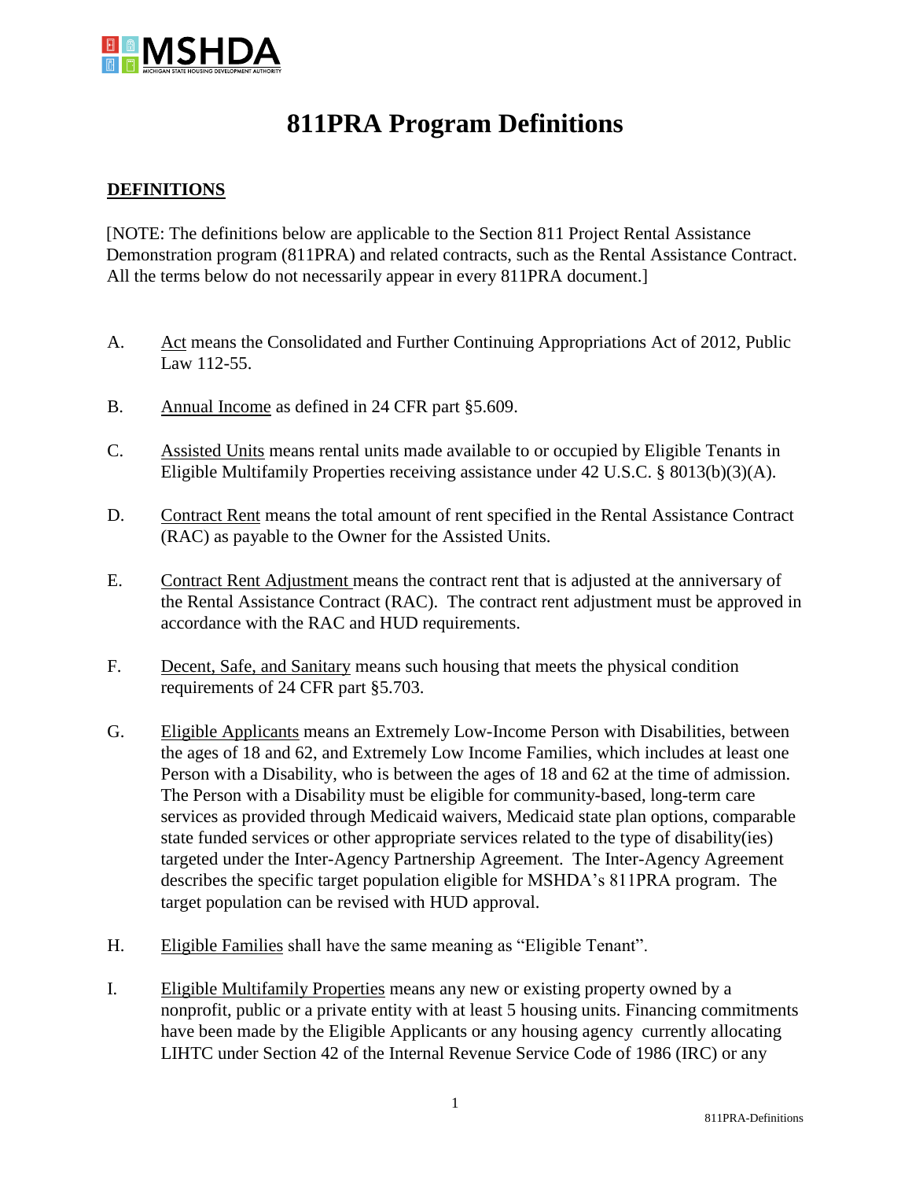# 811PRA Program Definitions

## DEFINITIONS

[NOTE: The definitions below are applicable to the Section 811 Project Rental Assistance Demonstration program (811PRA) and related contracts, such as the Rental Assistance Contract. All the terms below do not necessarily appear in every 811PRA document.]

A. Act means the Consolidated and Further Continuing Appropriations Act of 2012, Public Law 112-55.

B. Annual Income as defined in 24 CFR part §5.609.

C. Assisted Units means rental units made available to or occupied by Eligible Tenants in Eligible Multifamily Properties receiving assistance under 42 U.S.C. § 8013(b)(3)(A).

D. Contract Rent means the total amount of rent specified in the Rental Assistance Contract (RAC) as payable to the Owner for the Assisted Units.

E. Contract Rent Adjustment means the contract rent that is adjusted at the anniversary of the Rental Assistance Contract (RAC). The contract rent adjustment must be approved in accordance with the RAC and HUD requirements.

F. Decent, Safe, and Sanitary means such housing that meets the physical condition requirements of 24 CFR part §5.703.

G. Eligible Applicants means an Extremely Low-Income Person with Disabilities, between the ages of 18 and 62, and Extremely Low Income Families, which includes at least one Person with a Disability, who is between the ages of 18 and 62 at the time of admission. The Person with a Disability must be eligible for community-based, long-term care services as provided through Medicaid waivers, Medicaid state plan options, comparable state funded services or other appropriate services related to the type of disability(ies) targeted under the Inter-Agency Partnership Agreement. The Inter-Agency Agreement describes the specific target population eligible for MSHDA's 811PRA program. The target population can be revised with HUD approval.

H. Eligible Families shall have the same meaning as "Eligible Tenant".

I. Eligible Multifamily Properties means any new or existing property owned by a nonprofit, public or a private entity with at least 5 housing units. Financing commitments have been made by the Eligible Applicants or any housing agency currently allocating LIHTC under Section 42 of the Internal Revenue Service Code of 1986 (IRC) or any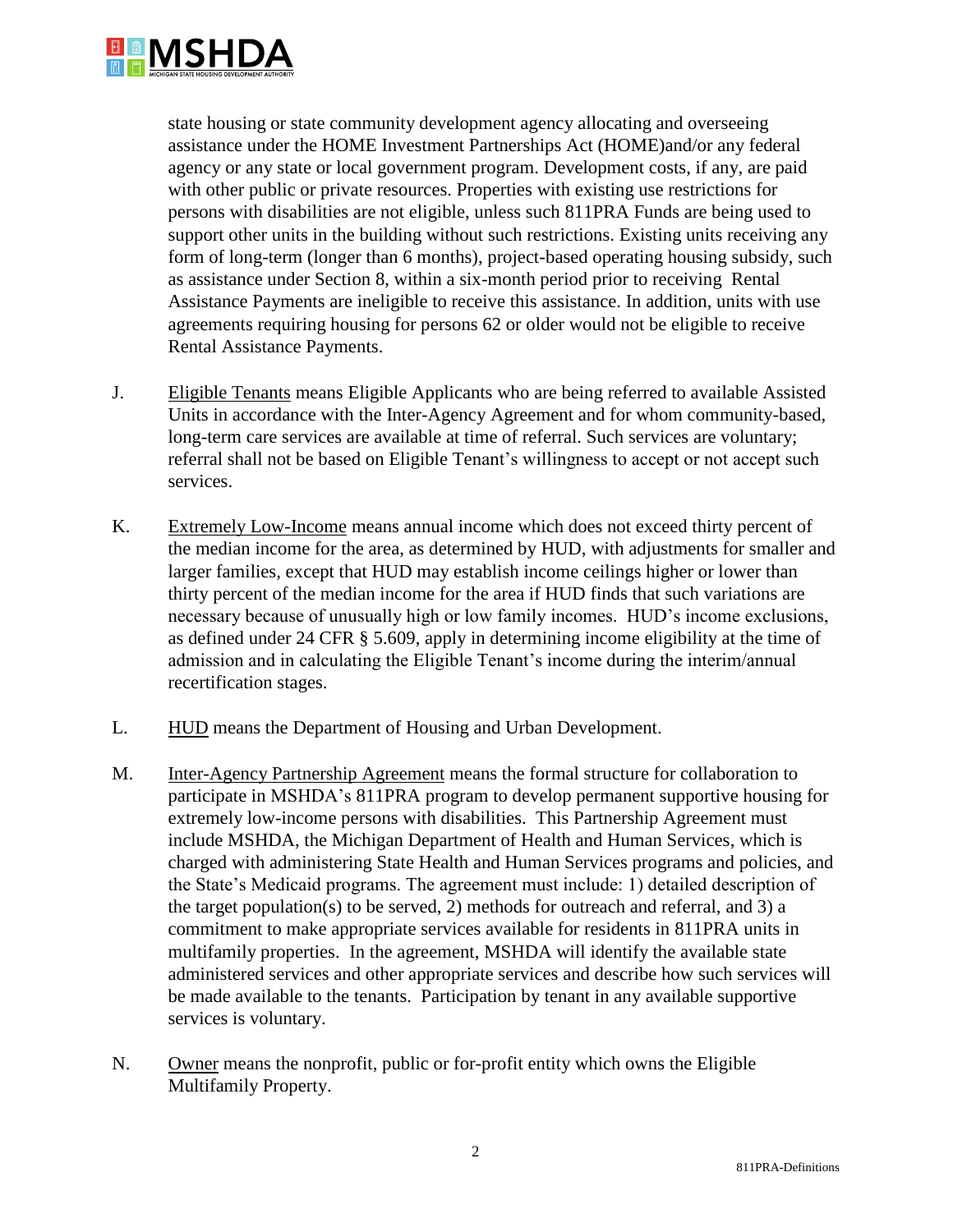state housing or state community development agency allocating and overseeing assistance under the HOME Investment Partnerships Act (HOME)and/or any federal agency or any state or local government program. Development costs, if any, are paid with other public or private resources. Properties with existing use restrictions for persons with disabilities are not eligible, unless such 811PRA Funds are being used to support other units in the building without such restrictions. Existing units receiving any form of long-term (longer than 6 months), project-based operating housing subsidy, such as assistance under Section 8, within a six-month period prior to receiving Rental Assistance Payments are ineligible to receive this assistance. In addition, units with use agreements requiring housing for persons 62 or older would not be eligible to receive Rental Assistance Payments.

J. Eligible Tenants means Eligible Applicants who are being referred to available Assisted Units in accordance with the Inter-Agency Agreement and for whom community-based, long-term care services are available at time of referral. Such services are voluntary; referral shall not be based on Eligible Tenant's willingness to accept or not accept such services.

K. Extremely Low-Income means annual income which does not exceed thirty percent of the median income for the area, as determined by HUD, with adjustments for smaller and larger families, except that HUD may establish income ceilings higher or lower than thirty percent of the median income for the area if HUD finds that such variations are necessary because of unusually high or low family incomes. HUD's income exclusions, as defined under 24 CFR § 5.609, apply in determining income eligibility at the time of admission and in calculating the Eligible Tenant's income during the interim/annual recertification stages.

L. HUD means the Department of Housing and Urban Development.

M. Inter-Agency Partnership Agreement means the formal structure for collaboration to participate in MSHDA's 811PRA program to develop permanent supportive housing for extremely low-income persons with disabilities. This Partnership Agreement must include MSHDA, the Michigan Department of Health and Human Services, which is charged with administering State Health and Human Services programs and policies, and the State's Medicaid programs. The agreement must include: 1) detailed description of the target population(s) to be served, 2) methods for outreach and referral, and 3) a commitment to make appropriate services available for residents in 811PRA units in multifamily properties. In the agreement, MSHDA will identify the available state administered services and other appropriate services and describe how such services will be made available to the tenants. Participation by tenant in any available supportive services is voluntary.

N. Owner means the nonprofit, public or for-profit entity which owns the Eligible Multifamily Property.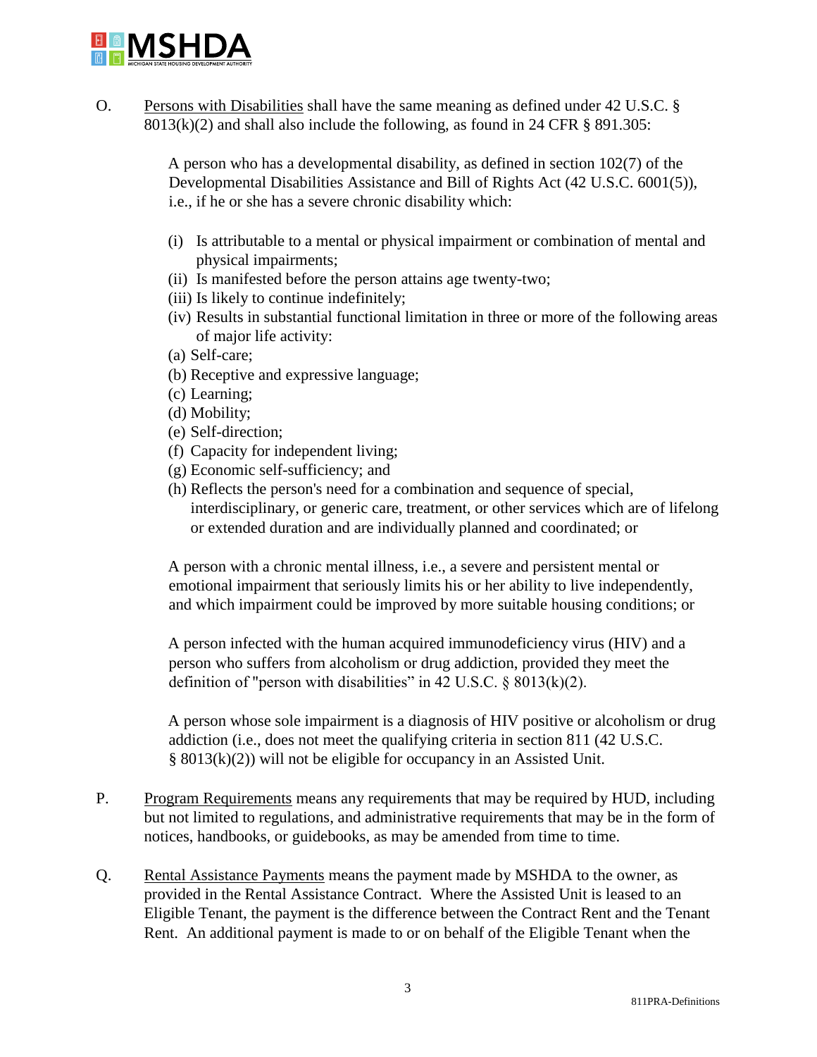O. Persons with Disabilities shall have the same meaning as defined under 42 U.S.C. § 8013(k)(2) and shall also include the following, as found in 24 CFR § 891.305:

> A person who has a developmental disability, as defined in section 102(7) of the Developmental Disabilities Assistance and Bill of Rights Act (42 U.S.C. 6001(5)), i.e., if he or she has a severe chronic disability which:
>
> (i) Is attributable to a mental or physical impairment or combination of mental and physical impairments;
> (ii) Is manifested before the person attains age twenty-two;
> (iii) Is likely to continue indefinitely;
> (iv) Results in substantial functional limitation in three or more of the following areas of major life activity:
> (a) Self-care;
> (b) Receptive and expressive language;
> (c) Learning;
> (d) Mobility;
> (e) Self-direction;
> (f) Capacity for independent living;
> (g) Economic self-sufficiency; and
> (h) Reflects the person's need for a combination and sequence of special, interdisciplinary, or generic care, treatment, or other services which are of lifelong or extended duration and are individually planned and coordinated; or
>
> A person with a chronic mental illness, i.e., a severe and persistent mental or emotional impairment that seriously limits his or her ability to live independently, and which impairment could be improved by more suitable housing conditions; or
>
> A person infected with the human acquired immunodeficiency virus (HIV) and a person who suffers from alcoholism or drug addiction, provided they meet the definition of "person with disabilities" in 42 U.S.C. § 8013(k)(2).
>
> A person whose sole impairment is a diagnosis of HIV positive or alcoholism or drug addiction (i.e., does not meet the qualifying criteria in section 811 (42 U.S.C. § 8013(k)(2)) will not be eligible for occupancy in an Assisted Unit.

P. Program Requirements means any requirements that may be required by HUD, including but not limited to regulations, and administrative requirements that may be in the form of notices, handbooks, or guidebooks, as may be amended from time to time.

Q. Rental Assistance Payments means the payment made by MSHDA to the owner, as provided in the Rental Assistance Contract. Where the Assisted Unit is leased to an Eligible Tenant, the payment is the difference between the Contract Rent and the Tenant Rent. An additional payment is made to or on behalf of the Eligible Tenant when the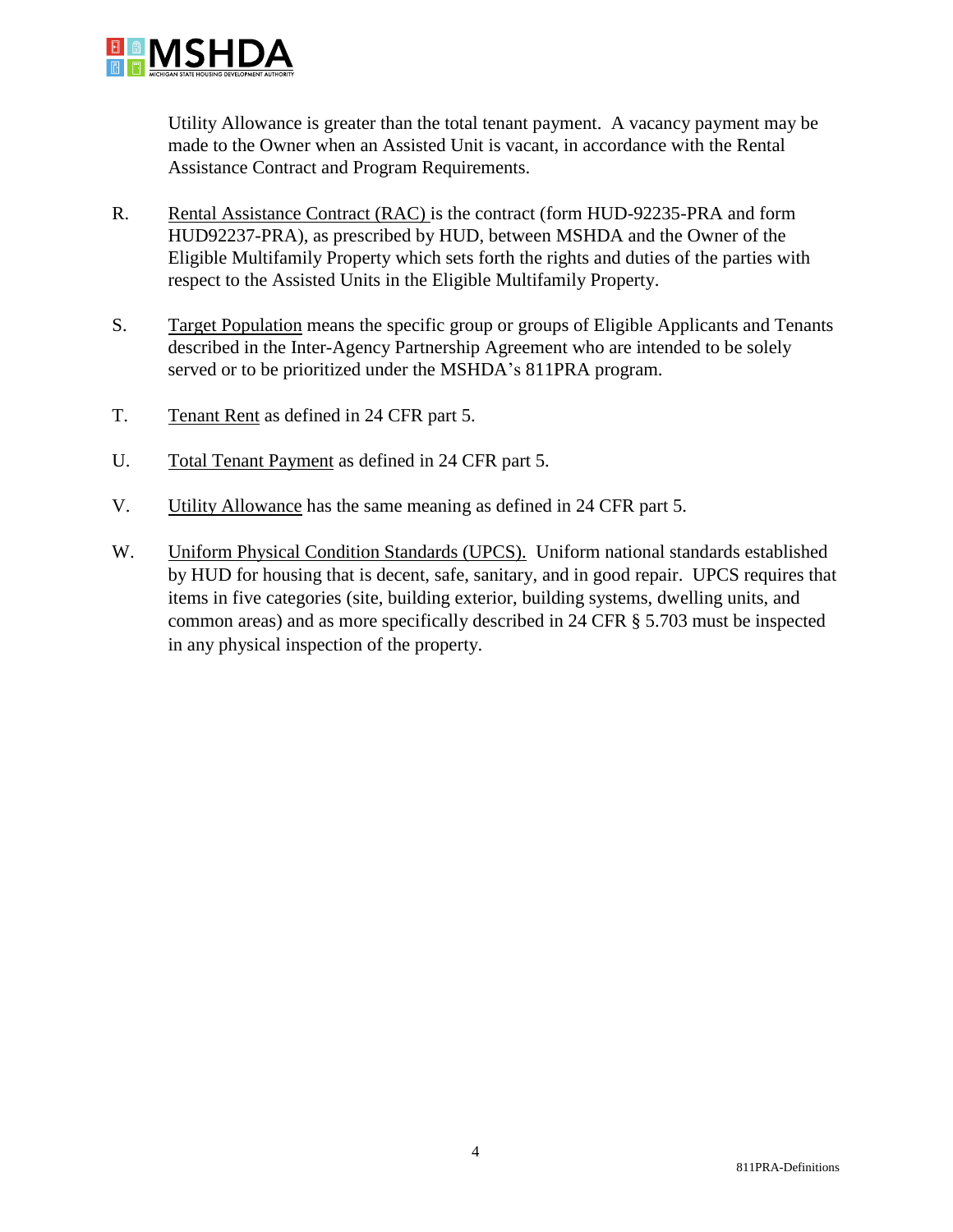Utility Allowance is greater than the total tenant payment. A vacancy payment may be made to the Owner when an Assisted Unit is vacant, in accordance with the Rental Assistance Contract and Program Requirements.

R. Rental Assistance Contract (RAC) is the contract (form HUD-92235-PRA and form HUD92237-PRA), as prescribed by HUD, between MSHDA and the Owner of the Eligible Multifamily Property which sets forth the rights and duties of the parties with respect to the Assisted Units in the Eligible Multifamily Property.

S. Target Population means the specific group or groups of Eligible Applicants and Tenants described in the Inter-Agency Partnership Agreement who are intended to be solely served or to be prioritized under the MSHDA's 811PRA program.

T. Tenant Rent as defined in 24 CFR part 5.

U. Total Tenant Payment as defined in 24 CFR part 5.

V. Utility Allowance has the same meaning as defined in 24 CFR part 5.

W. Uniform Physical Condition Standards (UPCS). Uniform national standards established by HUD for housing that is decent, safe, sanitary, and in good repair. UPCS requires that items in five categories (site, building exterior, building systems, dwelling units, and common areas) and as more specifically described in 24 CFR § 5.703 must be inspected in any physical inspection of the property.